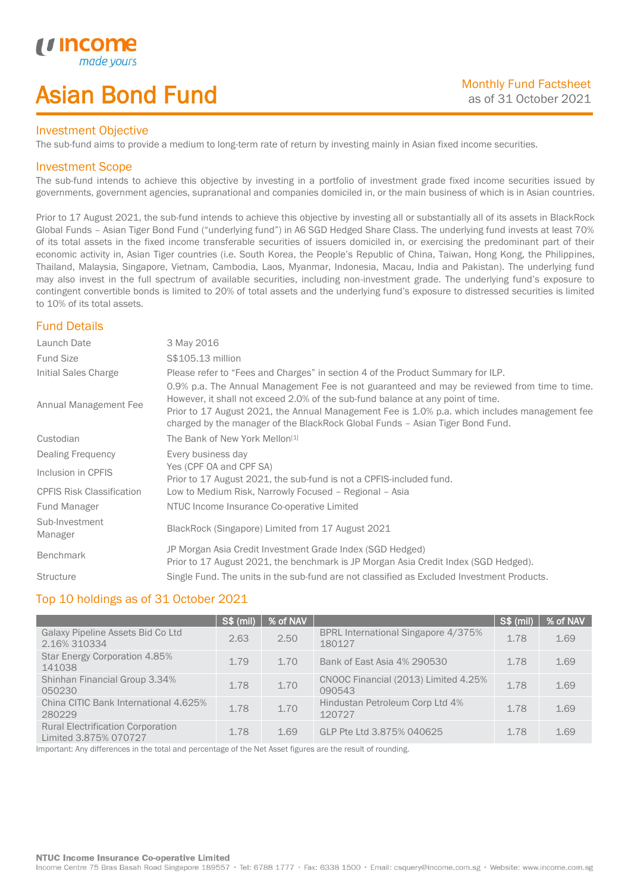# Asian Bond Fund

Monthly Fund Factsheet
as of 31 October 2021

## Investment Objective

The sub-fund aims to provide a medium to long-term rate of return by investing mainly in Asian fixed income securities.

## Investment Scope

The sub-fund intends to achieve this objective by investing in a portfolio of investment grade fixed income securities issued by governments, government agencies, supranational and companies domiciled in, or the main business of which is in Asian countries.

Prior to 17 August 2021, the sub-fund intends to achieve this objective by investing all or substantially all of its assets in BlackRock Global Funds – Asian Tiger Bond Fund ("underlying fund") in A6 SGD Hedged Share Class. The underlying fund invests at least 70% of its total assets in the fixed income transferable securities of issuers domiciled in, or exercising the predominant part of their economic activity in, Asian Tiger countries (i.e. South Korea, the People's Republic of China, Taiwan, Hong Kong, the Philippines, Thailand, Malaysia, Singapore, Vietnam, Cambodia, Laos, Myanmar, Indonesia, Macau, India and Pakistan). The underlying fund may also invest in the full spectrum of available securities, including non-investment grade. The underlying fund's exposure to contingent convertible bonds is limited to 20% of total assets and the underlying fund's exposure to distressed securities is limited to 10% of its total assets.

## Fund Details

| | |
|---|---|
| Launch Date | 3 May 2016 |
| Fund Size | S$105.13 million |
| Initial Sales Charge | Please refer to "Fees and Charges" in section 4 of the Product Summary for ILP. |
| Annual Management Fee | 0.9% p.a. The Annual Management Fee is not guaranteed and may be reviewed from time to time. However, it shall not exceed 2.0% of the sub-fund balance at any point of time. Prior to 17 August 2021, the Annual Management Fee is 1.0% p.a. which includes management fee charged by the manager of the BlackRock Global Funds – Asian Tiger Bond Fund. |
| Custodian | The Bank of New York Mellon[1] |
| Dealing Frequency | Every business day |
| Inclusion in CPFIS | Yes (CPF OA and CPF SA) Prior to 17 August 2021, the sub-fund is not a CPFIS-included fund. |
| CPFIS Risk Classification | Low to Medium Risk, Narrowly Focused – Regional – Asia |
| Fund Manager | NTUC Income Insurance Co-operative Limited |
| Sub-Investment Manager | BlackRock (Singapore) Limited from 17 August 2021 |
| Benchmark | JP Morgan Asia Credit Investment Grade Index (SGD Hedged) Prior to 17 August 2021, the benchmark is JP Morgan Asia Credit Index (SGD Hedged). |
| Structure | Single Fund. The units in the sub-fund are not classified as Excluded Investment Products. |

## Top 10 holdings as of 31 October 2021

| | S$ (mil) | % of NAV | | S$ (mil) | % of NAV |
|---|---|---|---|---|---|
| Galaxy Pipeline Assets Bid Co Ltd 2.16% 310334 | 2.63 | 2.50 | BPRL International Singapore 4/375% 180127 | 1.78 | 1.69 |
| Star Energy Corporation 4.85% 141038 | 1.79 | 1.70 | Bank of East Asia 4% 290530 | 1.78 | 1.69 |
| Shinhan Financial Group 3.34% 050230 | 1.78 | 1.70 | CNOOC Financial (2013) Limited 4.25% 090543 | 1.78 | 1.69 |
| China CITIC Bank International 4.625% 280229 | 1.78 | 1.70 | Hindustan Petroleum Corp Ltd 4% 120727 | 1.78 | 1.69 |
| Rural Electrification Corporation Limited 3.875% 070727 | 1.78 | 1.69 | GLP Pte Ltd 3.875% 040625 | 1.78 | 1.69 |

Important: Any differences in the total and percentage of the Net Asset figures are the result of rounding.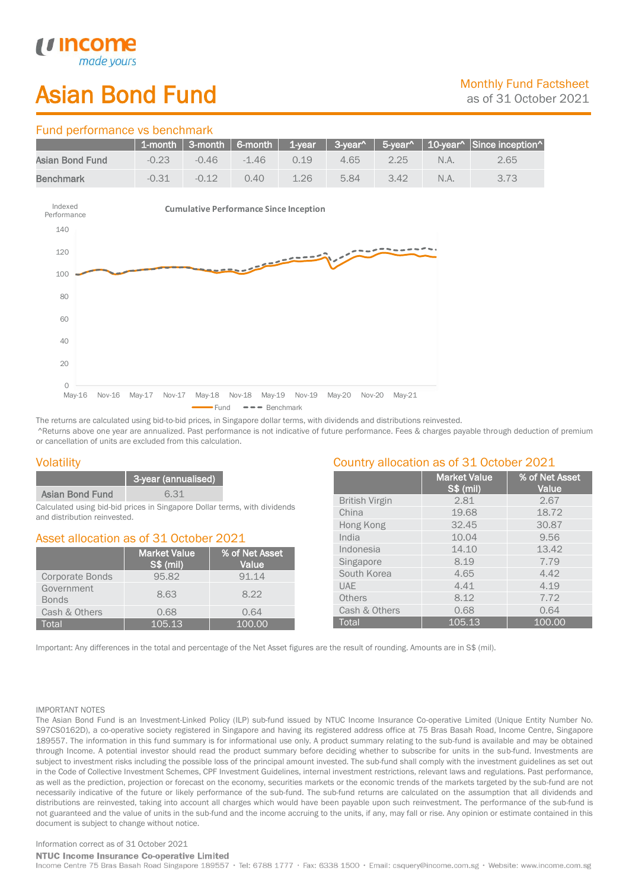income
made yours

# Asian Bond Fund

Monthly Fund Factsheet
as of 31 October 2021

## Fund performance vs benchmark

| | 1-month | 3-month | 6-month | 1-year | 3-year^ | 5-year^ | 10-year^ | Since inception^ |
|---|---|---|---|---|---|---|---|---|
| Asian Bond Fund | -0.23 | -0.46 | -1.46 | 0.19 | 4.65 | 2.25 | N.A. | 2.65 |
| Benchmark | -0.31 | -0.12 | 0.40 | 1.26 | 5.84 | 3.42 | N.A. | 3.73 |

Cumulative Performance Since Inception

Indexed Performance

140
120
100
80
60
40
20
0

May-16 Nov-16 May-17 Nov-17 May-18 Nov-18 May-19 Nov-19 May-20 Nov-20 May-21

Fund
Benchmark

The returns are calculated using bid-to-bid prices, in Singapore dollar terms, with dividends and distributions reinvested.
^Returns above one year are annualized. Past performance is not indicative of future performance. Fees & charges payable through deduction of premium or cancellation of units are excluded from this calculation.

## Volatility

| | 3-year (annualised) |
|---|---|
| Asian Bond Fund | 6.31 |

Calculated using bid-bid prices in Singapore Dollar terms, with dividends and distribution reinvested.

## Asset allocation as of 31 October 2021

| | Market Value S$ (mil) | % of Net Asset Value |
|---|---|---|
| Corporate Bonds | 95.82 | 91.14 |
| Government Bonds | 8.63 | 8.22 |
| Cash & Others | 0.68 | 0.64 |
| Total | 105.13 | 100.00 |

## Country allocation as of 31 October 2021

| | Market Value S$ (mil) | % of Net Asset Value |
|---|---|---|
| British Virgin | 2.81 | 2.67 |
| China | 19.68 | 18.72 |
| Hong Kong | 32.45 | 30.87 |
| India | 10.04 | 9.56 |
| Indonesia | 14.10 | 13.42 |
| Singapore | 8.19 | 7.79 |
| South Korea | 4.65 | 4.42 |
| UAE | 4.41 | 4.19 |
| Others | 8.12 | 7.72 |
| Cash & Others | 0.68 | 0.64 |
| Total | 105.13 | 100.00 |

Important: Any differences in the total and percentage of the Net Asset figures are the result of rounding. Amounts are in S$ (mil).

IMPORTANT NOTES

The Asian Bond Fund is an Investment-Linked Policy (ILP) sub-fund issued by NTUC Income Insurance Co-operative Limited (Unique Entity Number No. S97CS0162D), a co-operative society registered in Singapore and having its registered address office at 75 Bras Basah Road, Income Centre, Singapore 189557. The information in this fund summary is for informational use only. A product summary relating to the sub-fund is available and may be obtained through Income. A potential investor should read the product summary before deciding whether to subscribe for units in the sub-fund. Investments are subject to investment risks including the possible loss of the principal amount invested. The sub-fund shall comply with the investment guidelines as set out in the Code of Collective Investment Schemes, CPF Investment Guidelines, internal investment restrictions, relevant laws and regulations. Past performance, as well as the prediction, projection or forecast on the economy, securities markets or the economic trends of the markets targeted by the sub-fund are not necessarily indicative of the future or likely performance of the sub-fund. The sub-fund returns are calculated on the assumption that all dividends and distributions are reinvested, taking into account all charges which would have been payable upon such reinvestment. The performance of the sub-fund is not guaranteed and the value of units in the sub-fund and the income accruing to the units, if any, may fall or rise. Any opinion or estimate contained in this document is subject to change without notice.

Information correct as of 31 October 2021

**NTUC Income Insurance Co-operative Limited**
Income Centre 75 Bras Basah Road Singapore 189557 • Tel: 6788 1777 • Fax: 6338 1500 • Email: csquery@income.com.sg • Website: www.income.com.sg